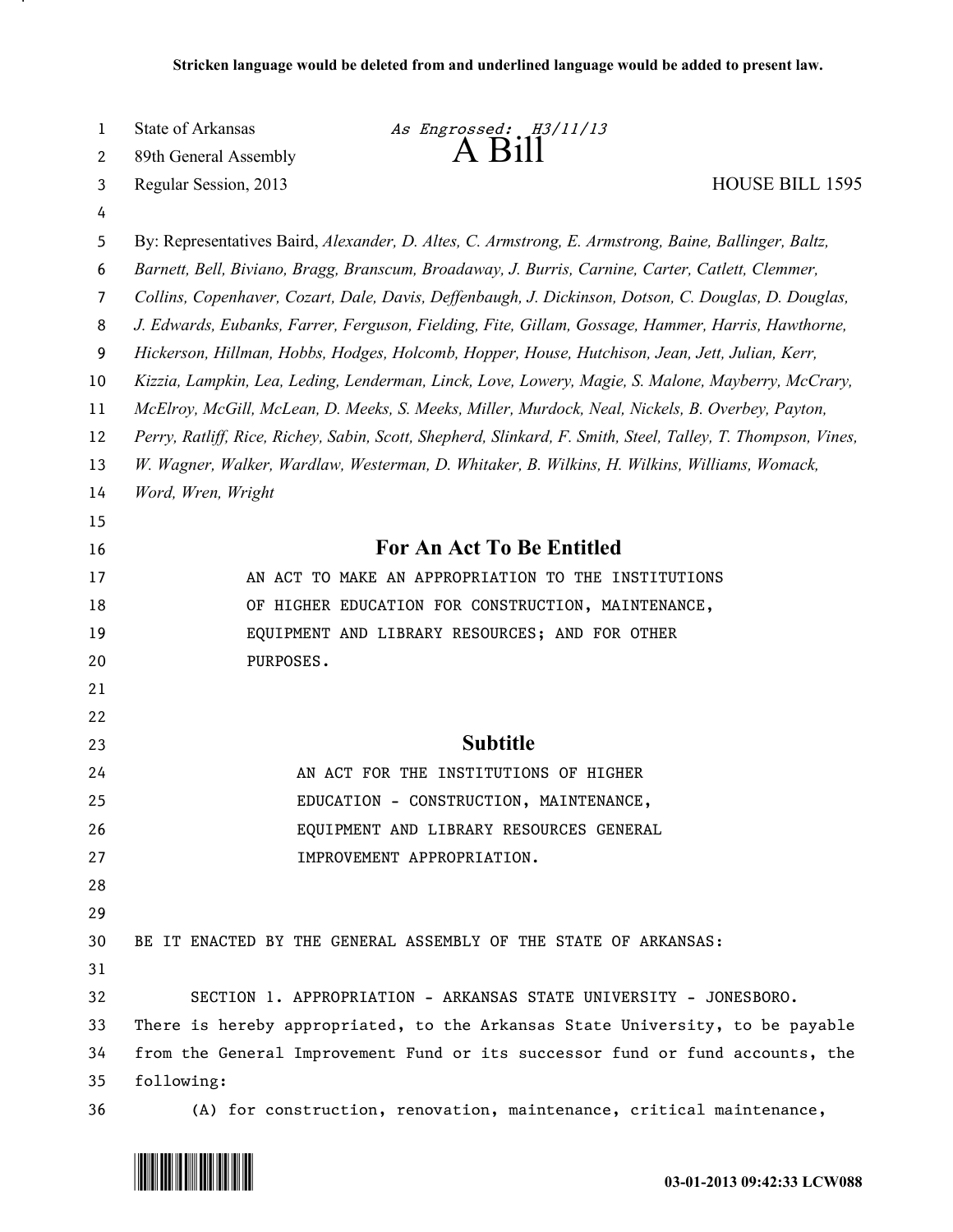**Stricken language would be deleted from and underlined language would be added to present law.**

State of Arkansas *As Engrossed: H3/11/13*
89th General Assembly
Regular Session, 2013

# A Bill

HOUSE BILL 1595

By: Representatives Baird, *Alexander, D. Altes, C. Armstrong, E. Armstrong, Baine, Ballinger, Baltz, Barnett, Bell, Biviano, Bragg, Branscum, Broadaway, J. Burris, Carnine, Carter, Catlett, Clemmer, Collins, Copenhaver, Cozart, Dale, Davis, Deffenbaugh, J. Dickinson, Dotson, C. Douglas, D. Douglas, J. Edwards, Eubanks, Farrer, Ferguson, Fielding, Fite, Gillam, Gossage, Hammer, Harris, Hawthorne, Hickerson, Hillman, Hobbs, Hodges, Holcomb, Hopper, House, Hutchison, Jean, Jett, Julian, Kerr, Kizzia, Lampkin, Lea, Leding, Lenderman, Linck, Love, Lowery, Magie, S. Malone, Mayberry, McCrary, McElroy, McGill, McLean, D. Meeks, S. Meeks, Miller, Murdock, Neal, Nickels, B. Overbey, Payton, Perry, Ratliff, Rice, Richey, Sabin, Scott, Shepherd, Slinkard, F. Smith, Steel, Talley, T. Thompson, Vines, W. Wagner, Walker, Wardlaw, Westerman, D. Whitaker, B. Wilkins, H. Wilkins, Williams, Womack, Word, Wren, Wright*

## For An Act To Be Entitled

AN ACT TO MAKE AN APPROPRIATION TO THE INSTITUTIONS OF HIGHER EDUCATION FOR CONSTRUCTION, MAINTENANCE, EQUIPMENT AND LIBRARY RESOURCES; AND FOR OTHER PURPOSES.

## Subtitle

AN ACT FOR THE INSTITUTIONS OF HIGHER EDUCATION - CONSTRUCTION, MAINTENANCE, EQUIPMENT AND LIBRARY RESOURCES GENERAL IMPROVEMENT APPROPRIATION.

BE IT ENACTED BY THE GENERAL ASSEMBLY OF THE STATE OF ARKANSAS:

SECTION 1. APPROPRIATION - ARKANSAS STATE UNIVERSITY - JONESBORO. There is hereby appropriated, to the Arkansas State University, to be payable from the General Improvement Fund or its successor fund or fund accounts, the following:

(A) for construction, renovation, maintenance, critical maintenance,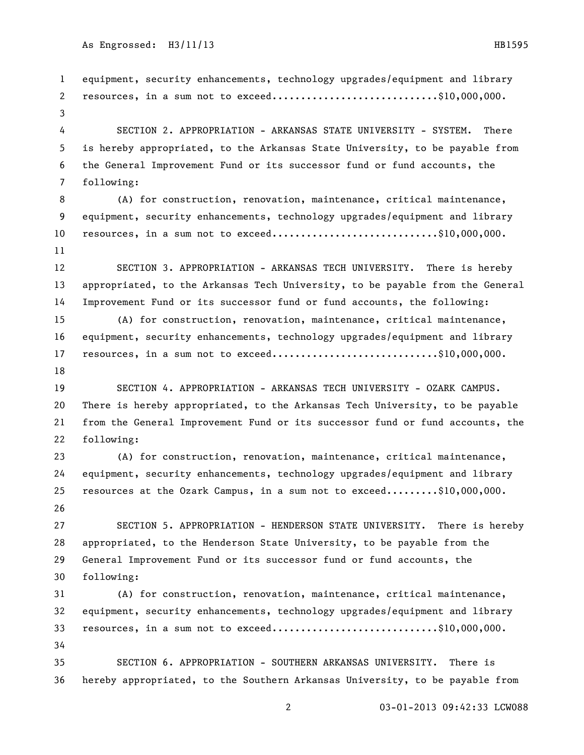equipment, security enhancements, technology upgrades/equipment and library resources, in a sum not to exceed............................$10,000,000.

SECTION 2. APPROPRIATION - ARKANSAS STATE UNIVERSITY - SYSTEM. There is hereby appropriated, to the Arkansas State University, to be payable from the General Improvement Fund or its successor fund or fund accounts, the following:

(A) for construction, renovation, maintenance, critical maintenance, equipment, security enhancements, technology upgrades/equipment and library resources, in a sum not to exceed............................$10,000,000.

SECTION 3. APPROPRIATION - ARKANSAS TECH UNIVERSITY. There is hereby appropriated, to the Arkansas Tech University, to be payable from the General Improvement Fund or its successor fund or fund accounts, the following:

(A) for construction, renovation, maintenance, critical maintenance, equipment, security enhancements, technology upgrades/equipment and library resources, in a sum not to exceed............................$10,000,000.

SECTION 4. APPROPRIATION - ARKANSAS TECH UNIVERSITY - OZARK CAMPUS. There is hereby appropriated, to the Arkansas Tech University, to be payable from the General Improvement Fund or its successor fund or fund accounts, the following:

(A) for construction, renovation, maintenance, critical maintenance, equipment, security enhancements, technology upgrades/equipment and library resources at the Ozark Campus, in a sum not to exceed.........$10,000,000.

SECTION 5. APPROPRIATION - HENDERSON STATE UNIVERSITY. There is hereby appropriated, to the Henderson State University, to be payable from the General Improvement Fund or its successor fund or fund accounts, the following:

(A) for construction, renovation, maintenance, critical maintenance, equipment, security enhancements, technology upgrades/equipment and library resources, in a sum not to exceed............................$10,000,000.

SECTION 6. APPROPRIATION - SOUTHERN ARKANSAS UNIVERSITY. There is hereby appropriated, to the Southern Arkansas University, to be payable from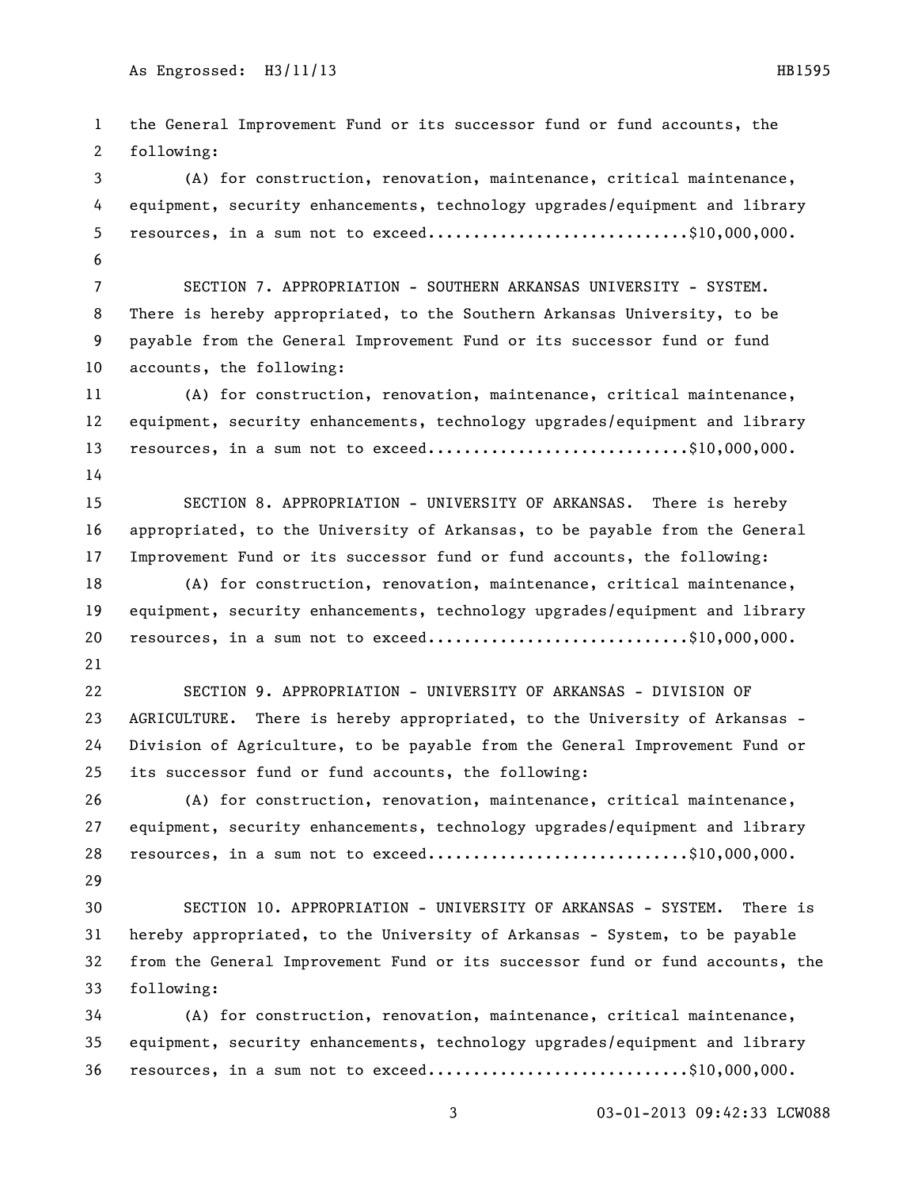the General Improvement Fund or its successor fund or fund accounts, the following:

(A) for construction, renovation, maintenance, critical maintenance, equipment, security enhancements, technology upgrades/equipment and library resources, in a sum not to exceed............................$10,000,000.

SECTION 7. APPROPRIATION - SOUTHERN ARKANSAS UNIVERSITY - SYSTEM. There is hereby appropriated, to the Southern Arkansas University, to be payable from the General Improvement Fund or its successor fund or fund accounts, the following:

(A) for construction, renovation, maintenance, critical maintenance, equipment, security enhancements, technology upgrades/equipment and library resources, in a sum not to exceed............................$10,000,000.

SECTION 8. APPROPRIATION - UNIVERSITY OF ARKANSAS. There is hereby appropriated, to the University of Arkansas, to be payable from the General Improvement Fund or its successor fund or fund accounts, the following:

(A) for construction, renovation, maintenance, critical maintenance, equipment, security enhancements, technology upgrades/equipment and library resources, in a sum not to exceed............................$10,000,000.

SECTION 9. APPROPRIATION - UNIVERSITY OF ARKANSAS - DIVISION OF AGRICULTURE. There is hereby appropriated, to the University of Arkansas - Division of Agriculture, to be payable from the General Improvement Fund or its successor fund or fund accounts, the following:

(A) for construction, renovation, maintenance, critical maintenance, equipment, security enhancements, technology upgrades/equipment and library resources, in a sum not to exceed............................$10,000,000.

SECTION 10. APPROPRIATION - UNIVERSITY OF ARKANSAS - SYSTEM. There is hereby appropriated, to the University of Arkansas - System, to be payable from the General Improvement Fund or its successor fund or fund accounts, the following:

(A) for construction, renovation, maintenance, critical maintenance, equipment, security enhancements, technology upgrades/equipment and library resources, in a sum not to exceed............................$10,000,000.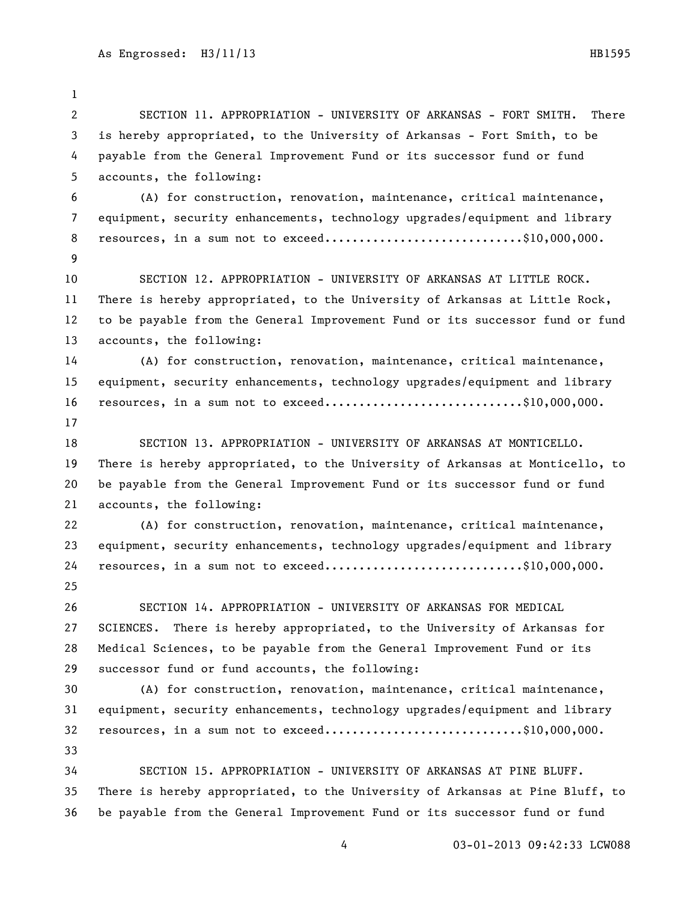SECTION 11. APPROPRIATION - UNIVERSITY OF ARKANSAS - FORT SMITH. There is hereby appropriated, to the University of Arkansas - Fort Smith, to be payable from the General Improvement Fund or its successor fund or fund accounts, the following:

(A) for construction, renovation, maintenance, critical maintenance, equipment, security enhancements, technology upgrades/equipment and library resources, in a sum not to exceed............................$10,000,000.

SECTION 12. APPROPRIATION - UNIVERSITY OF ARKANSAS AT LITTLE ROCK. There is hereby appropriated, to the University of Arkansas at Little Rock, to be payable from the General Improvement Fund or its successor fund or fund accounts, the following:

(A) for construction, renovation, maintenance, critical maintenance, equipment, security enhancements, technology upgrades/equipment and library resources, in a sum not to exceed............................$10,000,000.

SECTION 13. APPROPRIATION - UNIVERSITY OF ARKANSAS AT MONTICELLO. There is hereby appropriated, to the University of Arkansas at Monticello, to be payable from the General Improvement Fund or its successor fund or fund accounts, the following:

(A) for construction, renovation, maintenance, critical maintenance, equipment, security enhancements, technology upgrades/equipment and library resources, in a sum not to exceed............................$10,000,000.

SECTION 14. APPROPRIATION - UNIVERSITY OF ARKANSAS FOR MEDICAL SCIENCES. There is hereby appropriated, to the University of Arkansas for Medical Sciences, to be payable from the General Improvement Fund or its successor fund or fund accounts, the following:

(A) for construction, renovation, maintenance, critical maintenance, equipment, security enhancements, technology upgrades/equipment and library resources, in a sum not to exceed............................$10,000,000.

SECTION 15. APPROPRIATION - UNIVERSITY OF ARKANSAS AT PINE BLUFF. There is hereby appropriated, to the University of Arkansas at Pine Bluff, to be payable from the General Improvement Fund or its successor fund or fund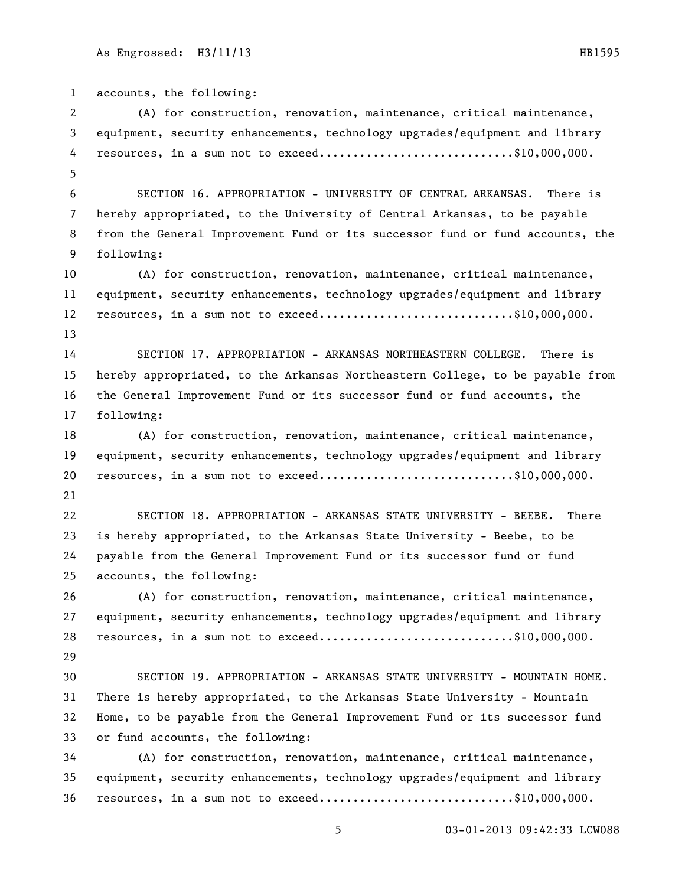accounts, the following:

(A) for construction, renovation, maintenance, critical maintenance, equipment, security enhancements, technology upgrades/equipment and library resources, in a sum not to exceed............................$10,000,000.

SECTION 16. APPROPRIATION - UNIVERSITY OF CENTRAL ARKANSAS. There is hereby appropriated, to the University of Central Arkansas, to be payable from the General Improvement Fund or its successor fund or fund accounts, the following:

(A) for construction, renovation, maintenance, critical maintenance, equipment, security enhancements, technology upgrades/equipment and library resources, in a sum not to exceed............................$10,000,000.

SECTION 17. APPROPRIATION - ARKANSAS NORTHEASTERN COLLEGE. There is hereby appropriated, to the Arkansas Northeastern College, to be payable from the General Improvement Fund or its successor fund or fund accounts, the following:

(A) for construction, renovation, maintenance, critical maintenance, equipment, security enhancements, technology upgrades/equipment and library resources, in a sum not to exceed............................$10,000,000.

SECTION 18. APPROPRIATION - ARKANSAS STATE UNIVERSITY - BEEBE. There is hereby appropriated, to the Arkansas State University - Beebe, to be payable from the General Improvement Fund or its successor fund or fund accounts, the following:

(A) for construction, renovation, maintenance, critical maintenance, equipment, security enhancements, technology upgrades/equipment and library resources, in a sum not to exceed............................$10,000,000.

SECTION 19. APPROPRIATION - ARKANSAS STATE UNIVERSITY - MOUNTAIN HOME. There is hereby appropriated, to the Arkansas State University - Mountain Home, to be payable from the General Improvement Fund or its successor fund or fund accounts, the following:

(A) for construction, renovation, maintenance, critical maintenance, equipment, security enhancements, technology upgrades/equipment and library resources, in a sum not to exceed............................$10,000,000.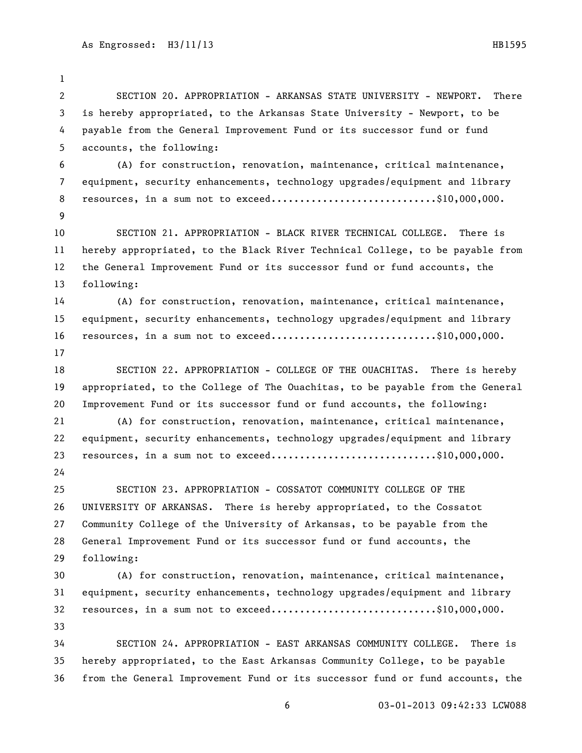SECTION 20. APPROPRIATION - ARKANSAS STATE UNIVERSITY - NEWPORT. There is hereby appropriated, to the Arkansas State University - Newport, to be payable from the General Improvement Fund or its successor fund or fund accounts, the following:

(A) for construction, renovation, maintenance, critical maintenance, equipment, security enhancements, technology upgrades/equipment and library resources, in a sum not to exceed............................$10,000,000.

SECTION 21. APPROPRIATION - BLACK RIVER TECHNICAL COLLEGE. There is hereby appropriated, to the Black River Technical College, to be payable from the General Improvement Fund or its successor fund or fund accounts, the following:

(A) for construction, renovation, maintenance, critical maintenance, equipment, security enhancements, technology upgrades/equipment and library resources, in a sum not to exceed............................$10,000,000.

SECTION 22. APPROPRIATION - COLLEGE OF THE OUACHITAS. There is hereby appropriated, to the College of The Ouachitas, to be payable from the General Improvement Fund or its successor fund or fund accounts, the following:

(A) for construction, renovation, maintenance, critical maintenance, equipment, security enhancements, technology upgrades/equipment and library resources, in a sum not to exceed............................$10,000,000.

SECTION 23. APPROPRIATION - COSSATOT COMMUNITY COLLEGE OF THE UNIVERSITY OF ARKANSAS. There is hereby appropriated, to the Cossatot Community College of the University of Arkansas, to be payable from the General Improvement Fund or its successor fund or fund accounts, the following:

(A) for construction, renovation, maintenance, critical maintenance, equipment, security enhancements, technology upgrades/equipment and library resources, in a sum not to exceed............................$10,000,000.

SECTION 24. APPROPRIATION - EAST ARKANSAS COMMUNITY COLLEGE. There is hereby appropriated, to the East Arkansas Community College, to be payable from the General Improvement Fund or its successor fund or fund accounts, the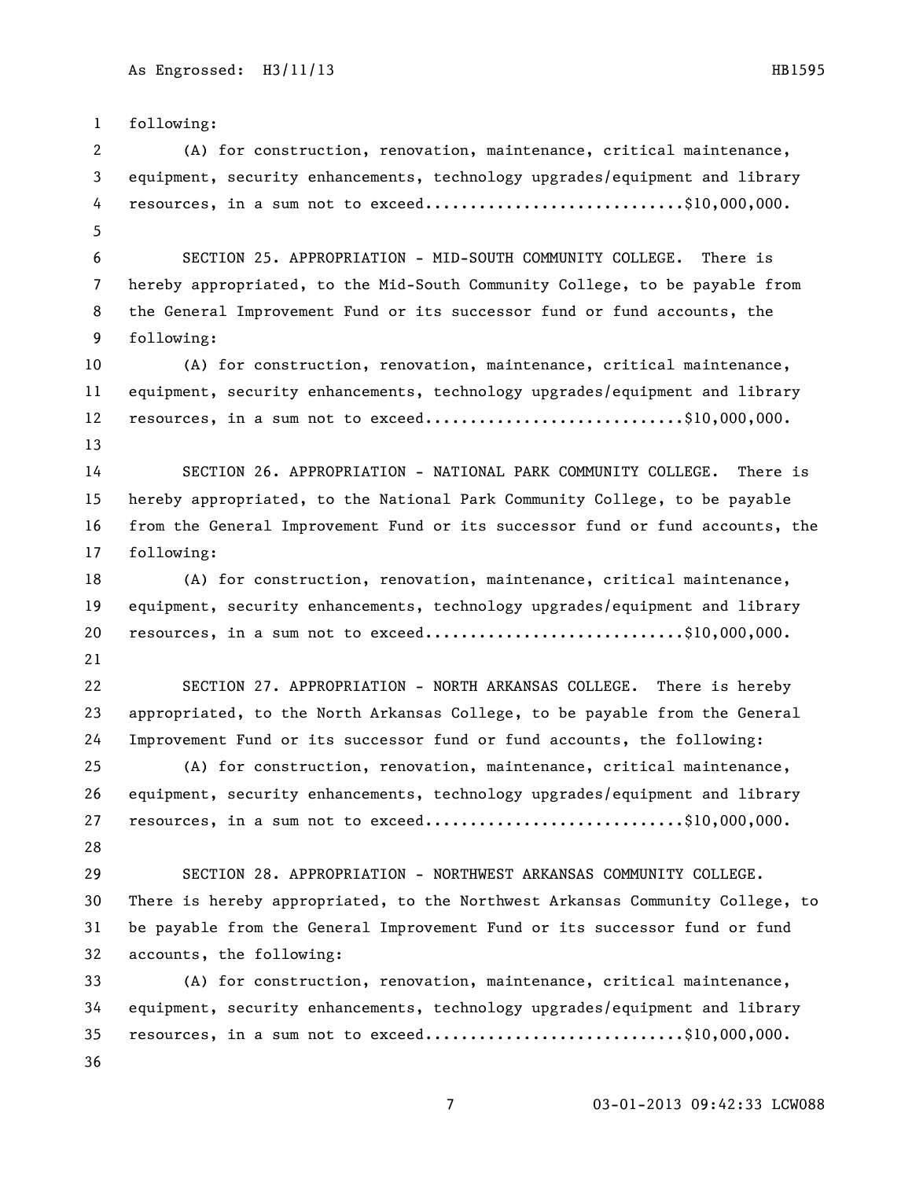following:

(A) for construction, renovation, maintenance, critical maintenance, equipment, security enhancements, technology upgrades/equipment and library resources, in a sum not to exceed............................$10,000,000.

SECTION 25. APPROPRIATION - MID-SOUTH COMMUNITY COLLEGE. There is hereby appropriated, to the Mid-South Community College, to be payable from the General Improvement Fund or its successor fund or fund accounts, the following:

(A) for construction, renovation, maintenance, critical maintenance, equipment, security enhancements, technology upgrades/equipment and library resources, in a sum not to exceed............................$10,000,000.

SECTION 26. APPROPRIATION - NATIONAL PARK COMMUNITY COLLEGE. There is hereby appropriated, to the National Park Community College, to be payable from the General Improvement Fund or its successor fund or fund accounts, the following:

(A) for construction, renovation, maintenance, critical maintenance, equipment, security enhancements, technology upgrades/equipment and library resources, in a sum not to exceed............................$10,000,000.

SECTION 27. APPROPRIATION - NORTH ARKANSAS COLLEGE. There is hereby appropriated, to the North Arkansas College, to be payable from the General Improvement Fund or its successor fund or fund accounts, the following:

(A) for construction, renovation, maintenance, critical maintenance, equipment, security enhancements, technology upgrades/equipment and library resources, in a sum not to exceed............................$10,000,000.

SECTION 28. APPROPRIATION - NORTHWEST ARKANSAS COMMUNITY COLLEGE. There is hereby appropriated, to the Northwest Arkansas Community College, to be payable from the General Improvement Fund or its successor fund or fund accounts, the following:

(A) for construction, renovation, maintenance, critical maintenance, equipment, security enhancements, technology upgrades/equipment and library resources, in a sum not to exceed............................$10,000,000.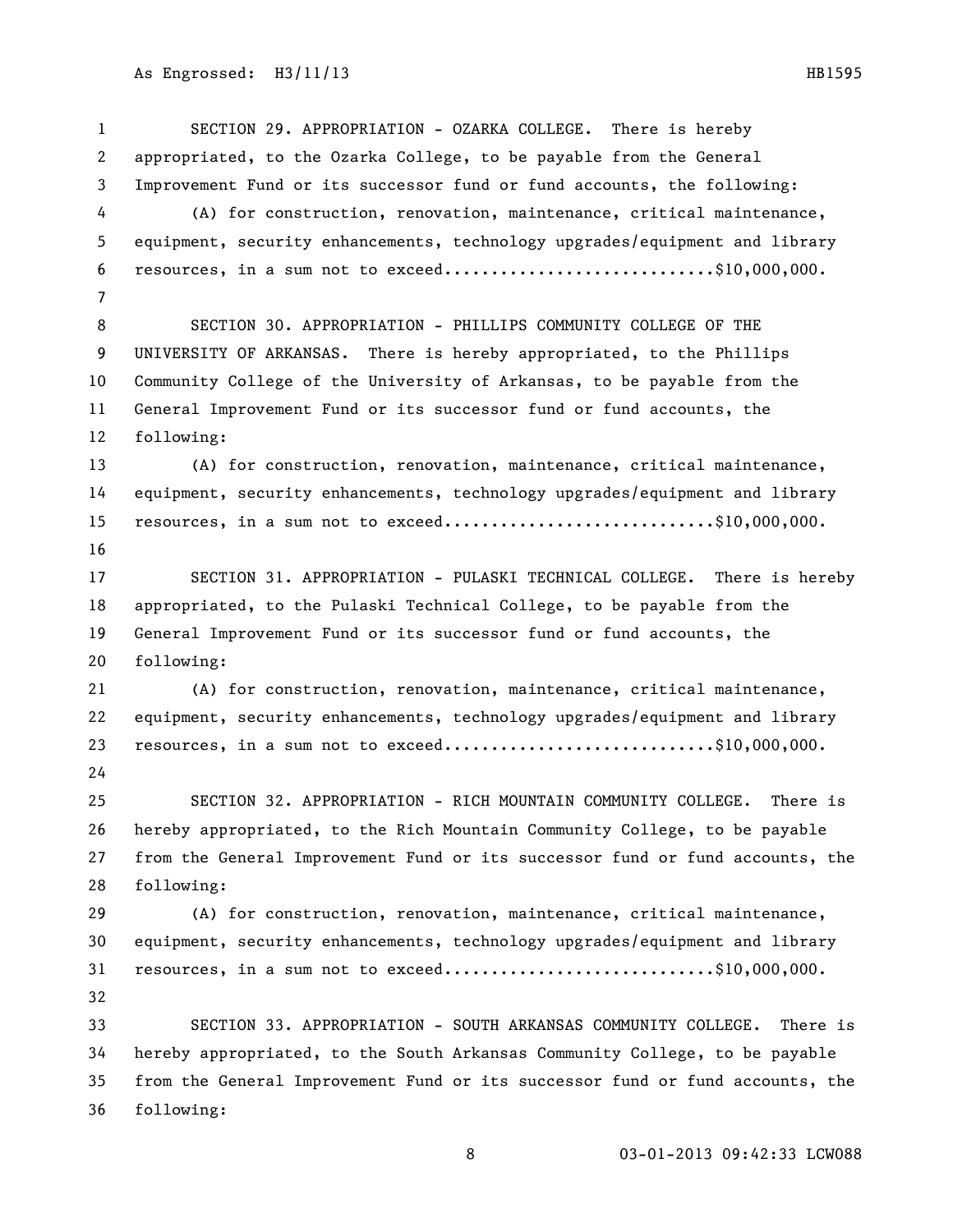SECTION 29. APPROPRIATION - OZARKA COLLEGE. There is hereby appropriated, to the Ozarka College, to be payable from the General Improvement Fund or its successor fund or fund accounts, the following:

(A) for construction, renovation, maintenance, critical maintenance, equipment, security enhancements, technology upgrades/equipment and library resources, in a sum not to exceed.............................$10,000,000.

SECTION 30. APPROPRIATION - PHILLIPS COMMUNITY COLLEGE OF THE UNIVERSITY OF ARKANSAS. There is hereby appropriated, to the Phillips Community College of the University of Arkansas, to be payable from the General Improvement Fund or its successor fund or fund accounts, the following:

(A) for construction, renovation, maintenance, critical maintenance, equipment, security enhancements, technology upgrades/equipment and library resources, in a sum not to exceed.............................$10,000,000.

SECTION 31. APPROPRIATION - PULASKI TECHNICAL COLLEGE. There is hereby appropriated, to the Pulaski Technical College, to be payable from the General Improvement Fund or its successor fund or fund accounts, the following:

(A) for construction, renovation, maintenance, critical maintenance, equipment, security enhancements, technology upgrades/equipment and library resources, in a sum not to exceed.............................$10,000,000.

SECTION 32. APPROPRIATION - RICH MOUNTAIN COMMUNITY COLLEGE. There is hereby appropriated, to the Rich Mountain Community College, to be payable from the General Improvement Fund or its successor fund or fund accounts, the following:

(A) for construction, renovation, maintenance, critical maintenance, equipment, security enhancements, technology upgrades/equipment and library resources, in a sum not to exceed.............................$10,000,000.

SECTION 33. APPROPRIATION - SOUTH ARKANSAS COMMUNITY COLLEGE. There is hereby appropriated, to the South Arkansas Community College, to be payable from the General Improvement Fund or its successor fund or fund accounts, the following: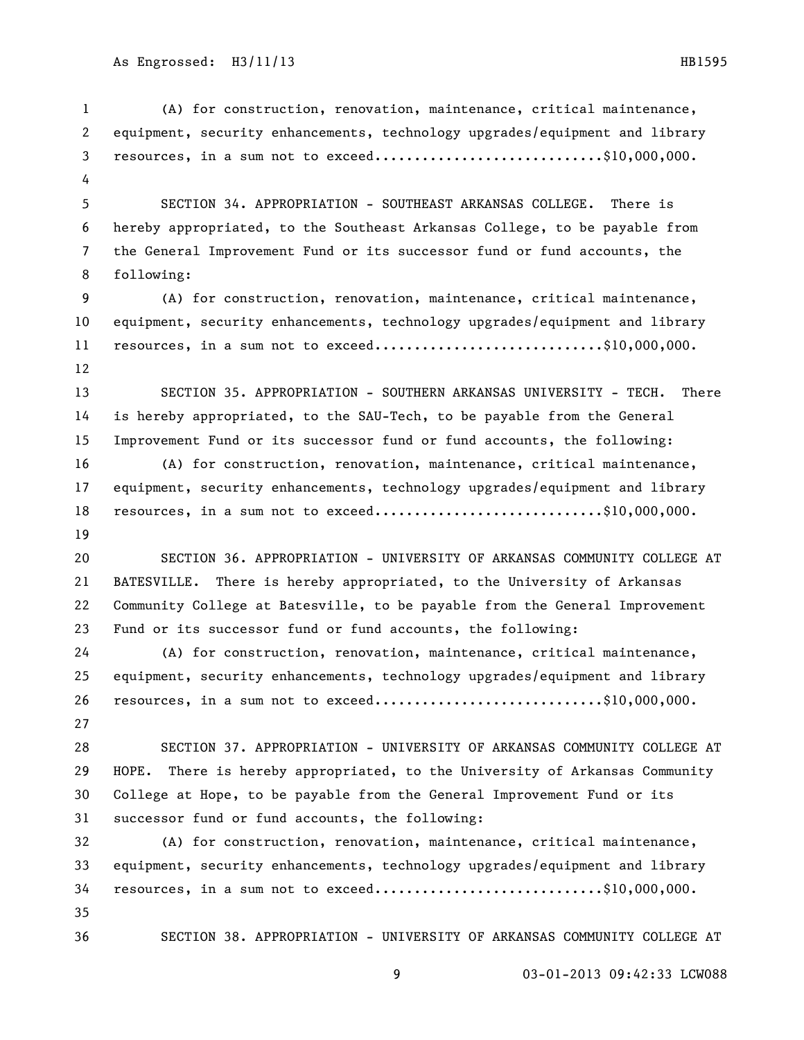(A) for construction, renovation, maintenance, critical maintenance, equipment, security enhancements, technology upgrades/equipment and library resources, in a sum not to exceed............................$10,000,000.

SECTION 34. APPROPRIATION - SOUTHEAST ARKANSAS COLLEGE. There is hereby appropriated, to the Southeast Arkansas College, to be payable from the General Improvement Fund or its successor fund or fund accounts, the following:

(A) for construction, renovation, maintenance, critical maintenance, equipment, security enhancements, technology upgrades/equipment and library resources, in a sum not to exceed............................$10,000,000.

SECTION 35. APPROPRIATION - SOUTHERN ARKANSAS UNIVERSITY - TECH. There is hereby appropriated, to the SAU-Tech, to be payable from the General Improvement Fund or its successor fund or fund accounts, the following:

(A) for construction, renovation, maintenance, critical maintenance, equipment, security enhancements, technology upgrades/equipment and library resources, in a sum not to exceed............................$10,000,000.

SECTION 36. APPROPRIATION - UNIVERSITY OF ARKANSAS COMMUNITY COLLEGE AT BATESVILLE. There is hereby appropriated, to the University of Arkansas Community College at Batesville, to be payable from the General Improvement Fund or its successor fund or fund accounts, the following:

(A) for construction, renovation, maintenance, critical maintenance, equipment, security enhancements, technology upgrades/equipment and library resources, in a sum not to exceed............................$10,000,000.

SECTION 37. APPROPRIATION - UNIVERSITY OF ARKANSAS COMMUNITY COLLEGE AT HOPE. There is hereby appropriated, to the University of Arkansas Community College at Hope, to be payable from the General Improvement Fund or its successor fund or fund accounts, the following:

(A) for construction, renovation, maintenance, critical maintenance, equipment, security enhancements, technology upgrades/equipment and library resources, in a sum not to exceed............................$10,000,000.

SECTION 38. APPROPRIATION - UNIVERSITY OF ARKANSAS COMMUNITY COLLEGE AT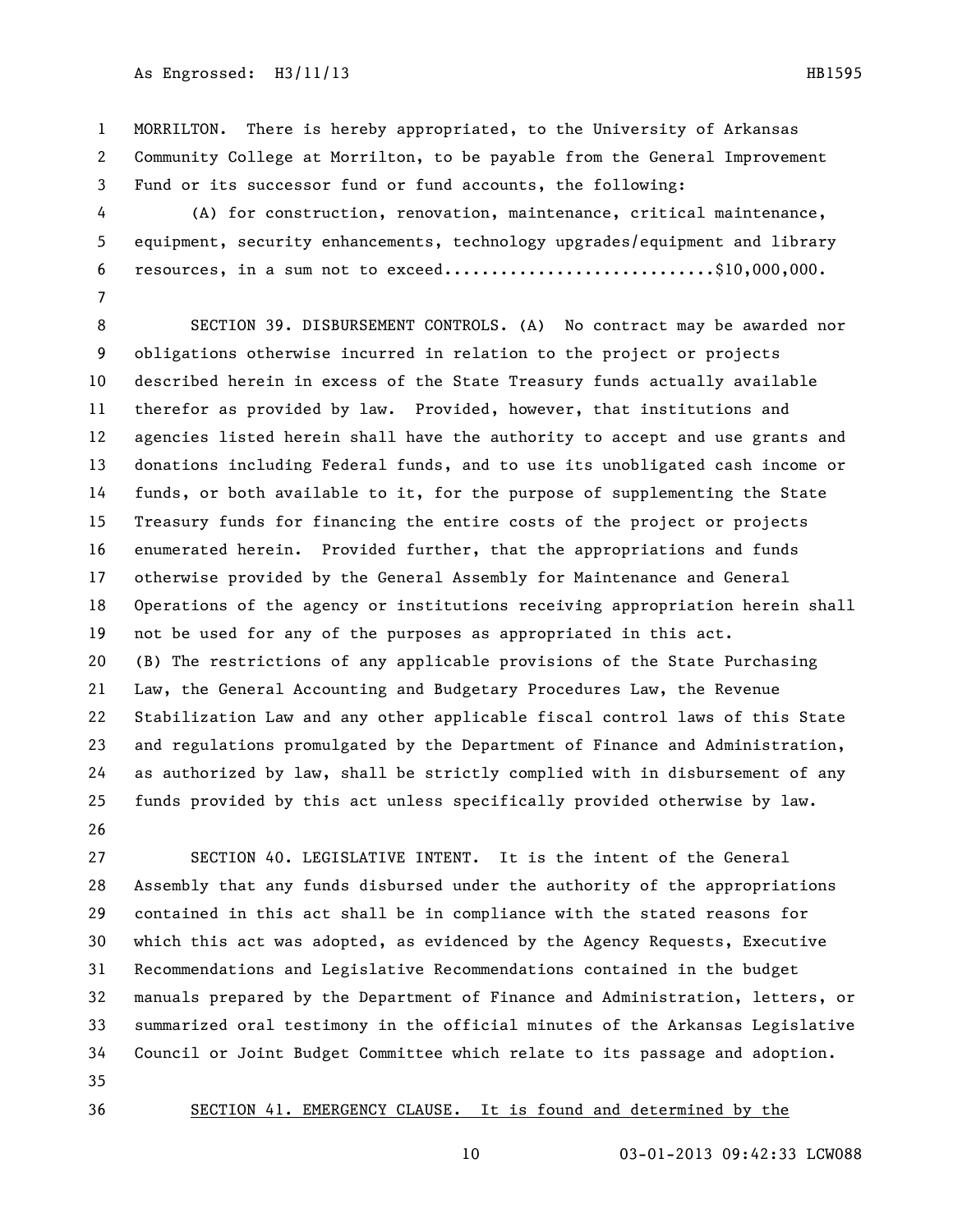MORRILTON. There is hereby appropriated, to the University of Arkansas Community College at Morrilton, to be payable from the General Improvement Fund or its successor fund or fund accounts, the following:

(A) for construction, renovation, maintenance, critical maintenance, equipment, security enhancements, technology upgrades/equipment and library resources, in a sum not to exceed............................$10,000,000.

SECTION 39. DISBURSEMENT CONTROLS. (A) No contract may be awarded nor obligations otherwise incurred in relation to the project or projects described herein in excess of the State Treasury funds actually available therefor as provided by law. Provided, however, that institutions and agencies listed herein shall have the authority to accept and use grants and donations including Federal funds, and to use its unobligated cash income or funds, or both available to it, for the purpose of supplementing the State Treasury funds for financing the entire costs of the project or projects enumerated herein. Provided further, that the appropriations and funds otherwise provided by the General Assembly for Maintenance and General Operations of the agency or institutions receiving appropriation herein shall not be used for any of the purposes as appropriated in this act.

(B) The restrictions of any applicable provisions of the State Purchasing Law, the General Accounting and Budgetary Procedures Law, the Revenue Stabilization Law and any other applicable fiscal control laws of this State and regulations promulgated by the Department of Finance and Administration, as authorized by law, shall be strictly complied with in disbursement of any funds provided by this act unless specifically provided otherwise by law.

SECTION 40. LEGISLATIVE INTENT. It is the intent of the General Assembly that any funds disbursed under the authority of the appropriations contained in this act shall be in compliance with the stated reasons for which this act was adopted, as evidenced by the Agency Requests, Executive Recommendations and Legislative Recommendations contained in the budget manuals prepared by the Department of Finance and Administration, letters, or summarized oral testimony in the official minutes of the Arkansas Legislative Council or Joint Budget Committee which relate to its passage and adoption.

SECTION 41. EMERGENCY CLAUSE. It is found and determined by the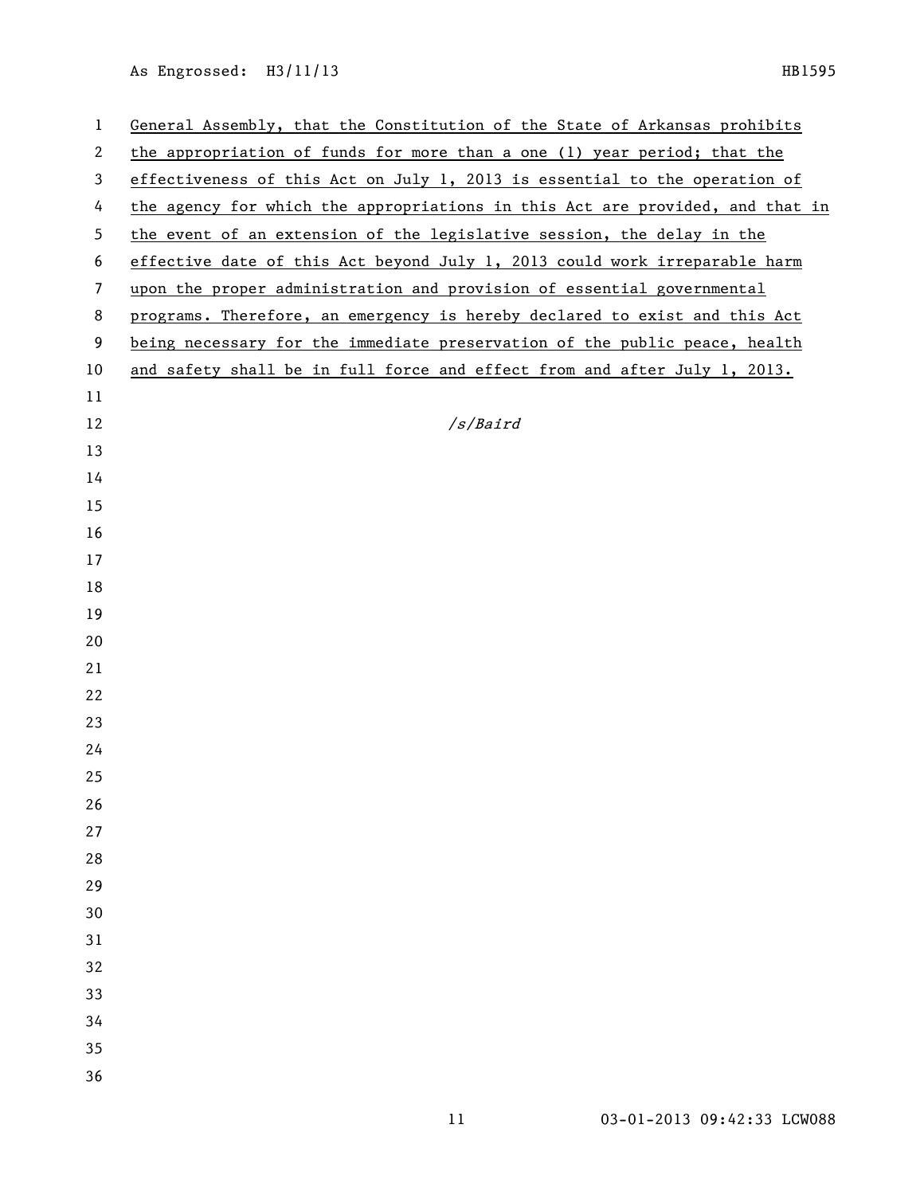General Assembly, that the Constitution of the State of Arkansas prohibits the appropriation of funds for more than a one (1) year period; that the effectiveness of this Act on July 1, 2013 is essential to the operation of the agency for which the appropriations in this Act are provided, and that in the event of an extension of the legislative session, the delay in the effective date of this Act beyond July 1, 2013 could work irreparable harm upon the proper administration and provision of essential governmental programs. Therefore, an emergency is hereby declared to exist and this Act being necessary for the immediate preservation of the public peace, health and safety shall be in full force and effect from and after July 1, 2013.

*/s/Baird*